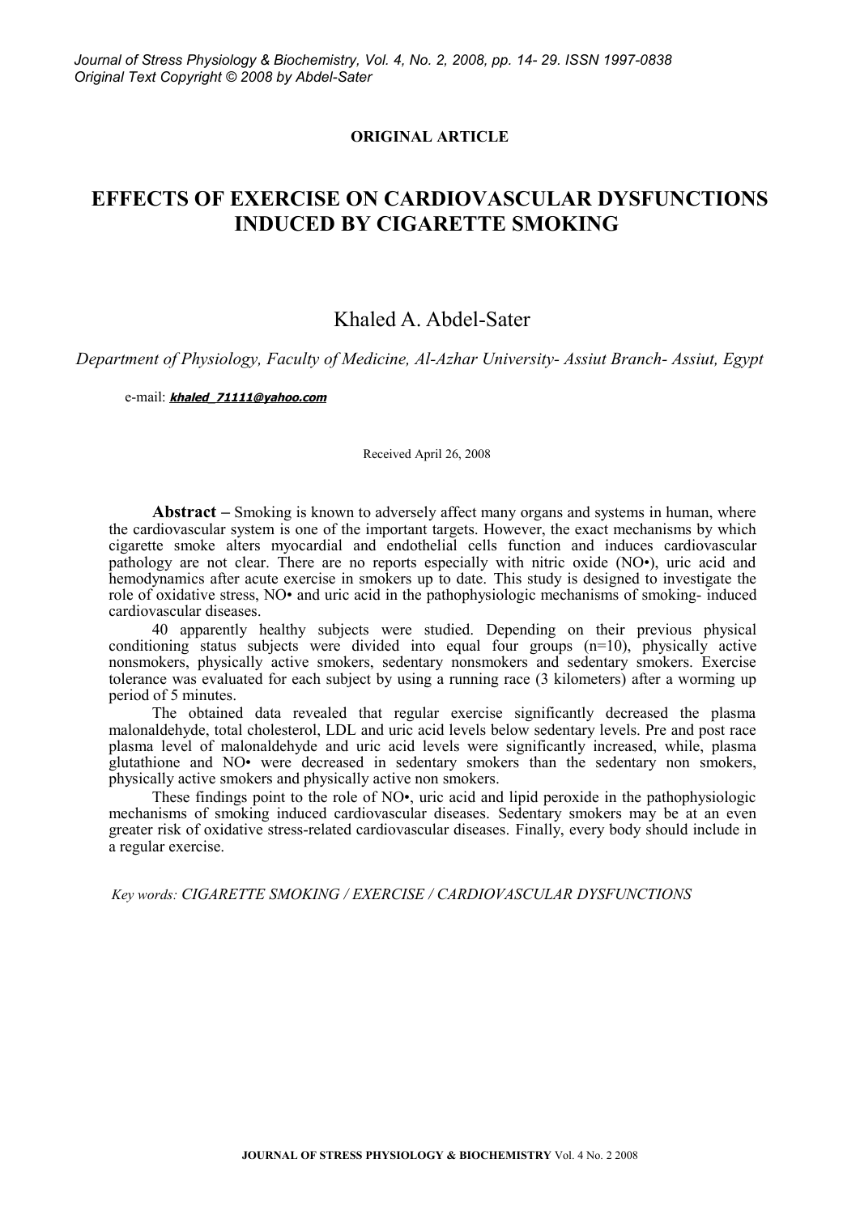**ORIGINAL ARTICLE**

# EFFECTS OF EXERCISE ON CARDIOVASCULAR DYSFUNCTIONS INDUCED BY CIGARETTE SMOKING

Khaled A. Abdel-Sater

*Department of Physiology, Faculty of Medicine, Al-Azhar University- Assiut Branch- Assiut, Egypt*

e-mail: ***khaled_71111@yahoo.com***

Received April 26, 2008

**Abstract –** Smoking is known to adversely affect many organs and systems in human, where the cardiovascular system is one of the important targets. However, the exact mechanisms by which cigarette smoke alters myocardial and endothelial cells function and induces cardiovascular pathology are not clear. There are no reports especially with nitric oxide (NO•), uric acid and hemodynamics after acute exercise in smokers up to date. This study is designed to investigate the role of oxidative stress, NO• and uric acid in the pathophysiologic mechanisms of smoking- induced cardiovascular diseases.

40 apparently healthy subjects were studied. Depending on their previous physical conditioning status subjects were divided into equal four groups (n=10), physically active nonsmokers, physically active smokers, sedentary nonsmokers and sedentary smokers. Exercise tolerance was evaluated for each subject by using a running race (3 kilometers) after a worming up period of 5 minutes.

The obtained data revealed that regular exercise significantly decreased the plasma malonaldehyde, total cholesterol, LDL and uric acid levels below sedentary levels. Pre and post race plasma level of malonaldehyde and uric acid levels were significantly increased, while, plasma glutathione and NO• were decreased in sedentary smokers than the sedentary non smokers, physically active smokers and physically active non smokers.

These findings point to the role of NO•, uric acid and lipid peroxide in the pathophysiologic mechanisms of smoking induced cardiovascular diseases. Sedentary smokers may be at an even greater risk of oxidative stress-related cardiovascular diseases. Finally, every body should include in a regular exercise.

*Key words: CIGARETTE SMOKING / EXERCISE / CARDIOVASCULAR DYSFUNCTIONS*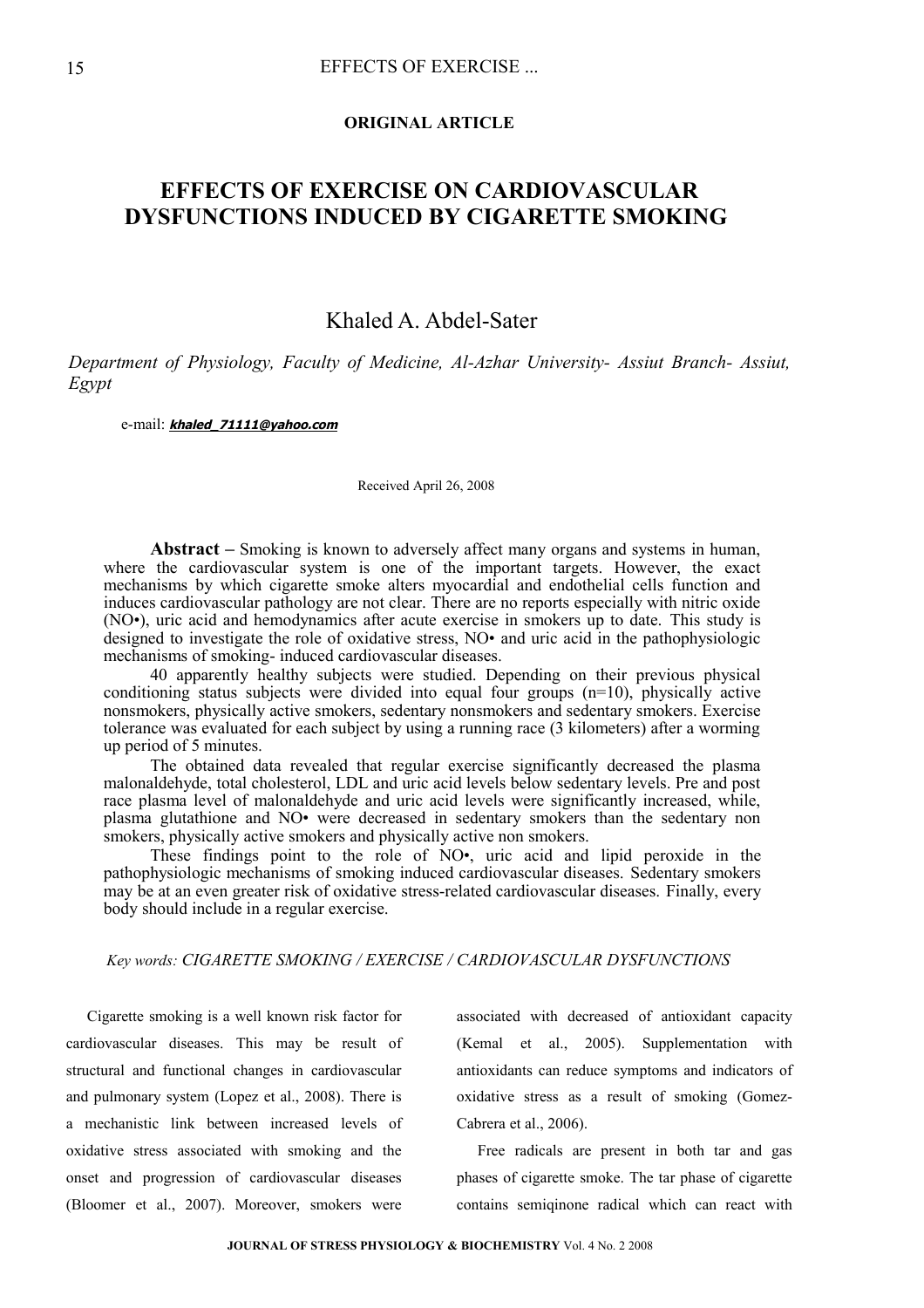**ORIGINAL ARTICLE**

# EFFECTS OF EXERCISE ON CARDIOVASCULAR DYSFUNCTIONS INDUCED BY CIGARETTE SMOKING

## Khaled A. Abdel-Sater

*Department of Physiology, Faculty of Medicine, Al-Azhar University- Assiut Branch- Assiut, Egypt*

e-mail: ***khaled_71111@yahoo.com***

Received April 26, 2008

**Abstract –** Smoking is known to adversely affect many organs and systems in human, where the cardiovascular system is one of the important targets. However, the exact mechanisms by which cigarette smoke alters myocardial and endothelial cells function and induces cardiovascular pathology are not clear. There are no reports especially with nitric oxide (NO•), uric acid and hemodynamics after acute exercise in smokers up to date. This study is designed to investigate the role of oxidative stress, NO• and uric acid in the pathophysiologic mechanisms of smoking- induced cardiovascular diseases.

40 apparently healthy subjects were studied. Depending on their previous physical conditioning status subjects were divided into equal four groups (n=10), physically active nonsmokers, physically active smokers, sedentary nonsmokers and sedentary smokers. Exercise tolerance was evaluated for each subject by using a running race (3 kilometers) after a worming up period of 5 minutes.

The obtained data revealed that regular exercise significantly decreased the plasma malonaldehyde, total cholesterol, LDL and uric acid levels below sedentary levels. Pre and post race plasma level of malonaldehyde and uric acid levels were significantly increased, while, plasma glutathione and NO• were decreased in sedentary smokers than the sedentary non smokers, physically active smokers and physically active non smokers.

These findings point to the role of NO•, uric acid and lipid peroxide in the pathophysiologic mechanisms of smoking induced cardiovascular diseases. Sedentary smokers may be at an even greater risk of oxidative stress-related cardiovascular diseases. Finally, every body should include in a regular exercise.

*Key words: CIGARETTE SMOKING / EXERCISE / CARDIOVASCULAR DYSFUNCTIONS*

Cigarette smoking is a well known risk factor for cardiovascular diseases. This may be result of structural and functional changes in cardiovascular and pulmonary system (Lopez et al., 2008). There is a mechanistic link between increased levels of oxidative stress associated with smoking and the onset and progression of cardiovascular diseases (Bloomer et al., 2007). Moreover, smokers were associated with decreased of antioxidant capacity (Kemal et al., 2005). Supplementation with antioxidants can reduce symptoms and indicators of oxidative stress as a result of smoking (Gomez-Cabrera et al., 2006).

Free radicals are present in both tar and gas phases of cigarette smoke. The tar phase of cigarette contains semiqinone radical which can react with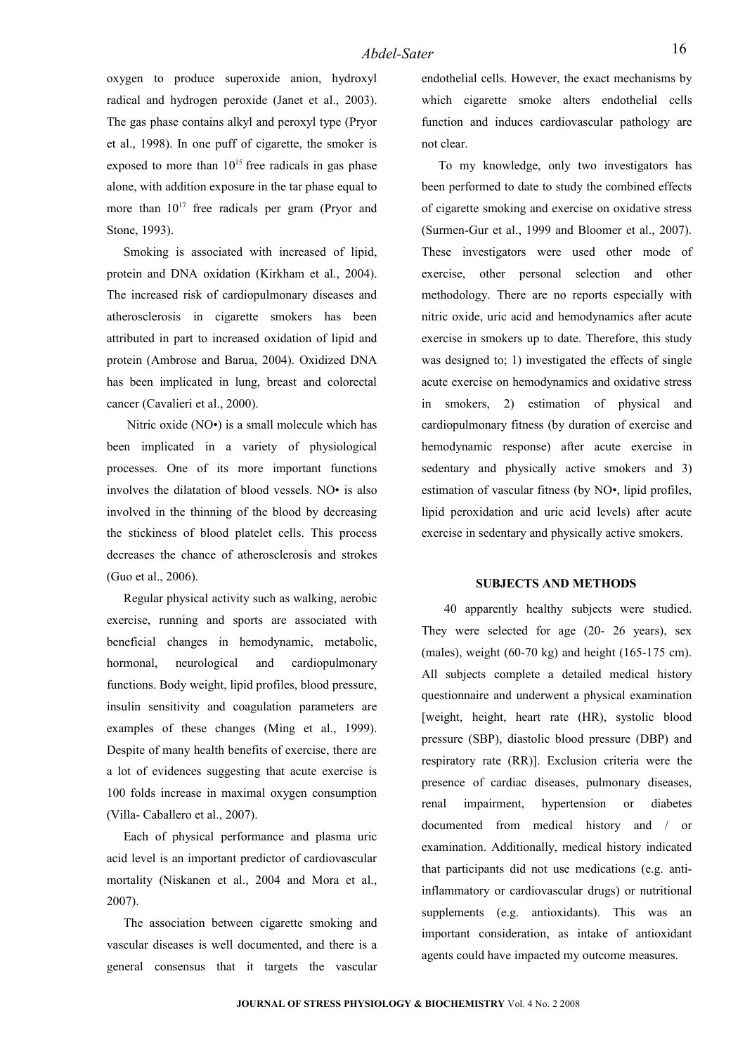oxygen to produce superoxide anion, hydroxyl radical and hydrogen peroxide (Janet et al., 2003). The gas phase contains alkyl and peroxyl type (Pryor et al., 1998). In one puff of cigarette, the smoker is exposed to more than $10^{15}$ free radicals in gas phase alone, with addition exposure in the tar phase equal to more than $10^{17}$ free radicals per gram (Pryor and Stone, 1993).

Smoking is associated with increased of lipid, protein and DNA oxidation (Kirkham et al., 2004). The increased risk of cardiopulmonary diseases and atherosclerosis in cigarette smokers has been attributed in part to increased oxidation of lipid and protein (Ambrose and Barua, 2004). Oxidized DNA has been implicated in lung, breast and colorectal cancer (Cavalieri et al., 2000).

Nitric oxide (NO•) is a small molecule which has been implicated in a variety of physiological processes. One of its more important functions involves the dilatation of blood vessels. NO• is also involved in the thinning of the blood by decreasing the stickiness of blood platelet cells. This process decreases the chance of atherosclerosis and strokes (Guo et al., 2006).

Regular physical activity such as walking, aerobic exercise, running and sports are associated with beneficial changes in hemodynamic, metabolic, hormonal, neurological and cardiopulmonary functions. Body weight, lipid profiles, blood pressure, insulin sensitivity and coagulation parameters are examples of these changes (Ming et al., 1999). Despite of many health benefits of exercise, there are a lot of evidences suggesting that acute exercise is 100 folds increase in maximal oxygen consumption (Villa- Caballero et al., 2007).

Each of physical performance and plasma uric acid level is an important predictor of cardiovascular mortality (Niskanen et al., 2004 and Mora et al., 2007).

The association between cigarette smoking and vascular diseases is well documented, and there is a general consensus that it targets the vascular endothelial cells. However, the exact mechanisms by which cigarette smoke alters endothelial cells function and induces cardiovascular pathology are not clear.

To my knowledge, only two investigators has been performed to date to study the combined effects of cigarette smoking and exercise on oxidative stress (Surmen-Gur et al., 1999 and Bloomer et al., 2007). These investigators were used other mode of exercise, other personal selection and other methodology. There are no reports especially with nitric oxide, uric acid and hemodynamics after acute exercise in smokers up to date. Therefore, this study was designed to; 1) investigated the effects of single acute exercise on hemodynamics and oxidative stress in smokers, 2) estimation of physical and cardiopulmonary fitness (by duration of exercise and hemodynamic response) after acute exercise in sedentary and physically active smokers and 3) estimation of vascular fitness (by NO•, lipid profiles, lipid peroxidation and uric acid levels) after acute exercise in sedentary and physically active smokers.

## SUBJECTS AND METHODS

40 apparently healthy subjects were studied. They were selected for age (20- 26 years), sex (males), weight (60-70 kg) and height (165-175 cm). All subjects complete a detailed medical history questionnaire and underwent a physical examination [weight, height, heart rate (HR), systolic blood pressure (SBP), diastolic blood pressure (DBP) and respiratory rate (RR)]. Exclusion criteria were the presence of cardiac diseases, pulmonary diseases, renal impairment, hypertension or diabetes documented from medical history and / or examination. Additionally, medical history indicated that participants did not use medications (e.g. anti-inflammatory or cardiovascular drugs) or nutritional supplements (e.g. antioxidants). This was an important consideration, as intake of antioxidant agents could have impacted my outcome measures.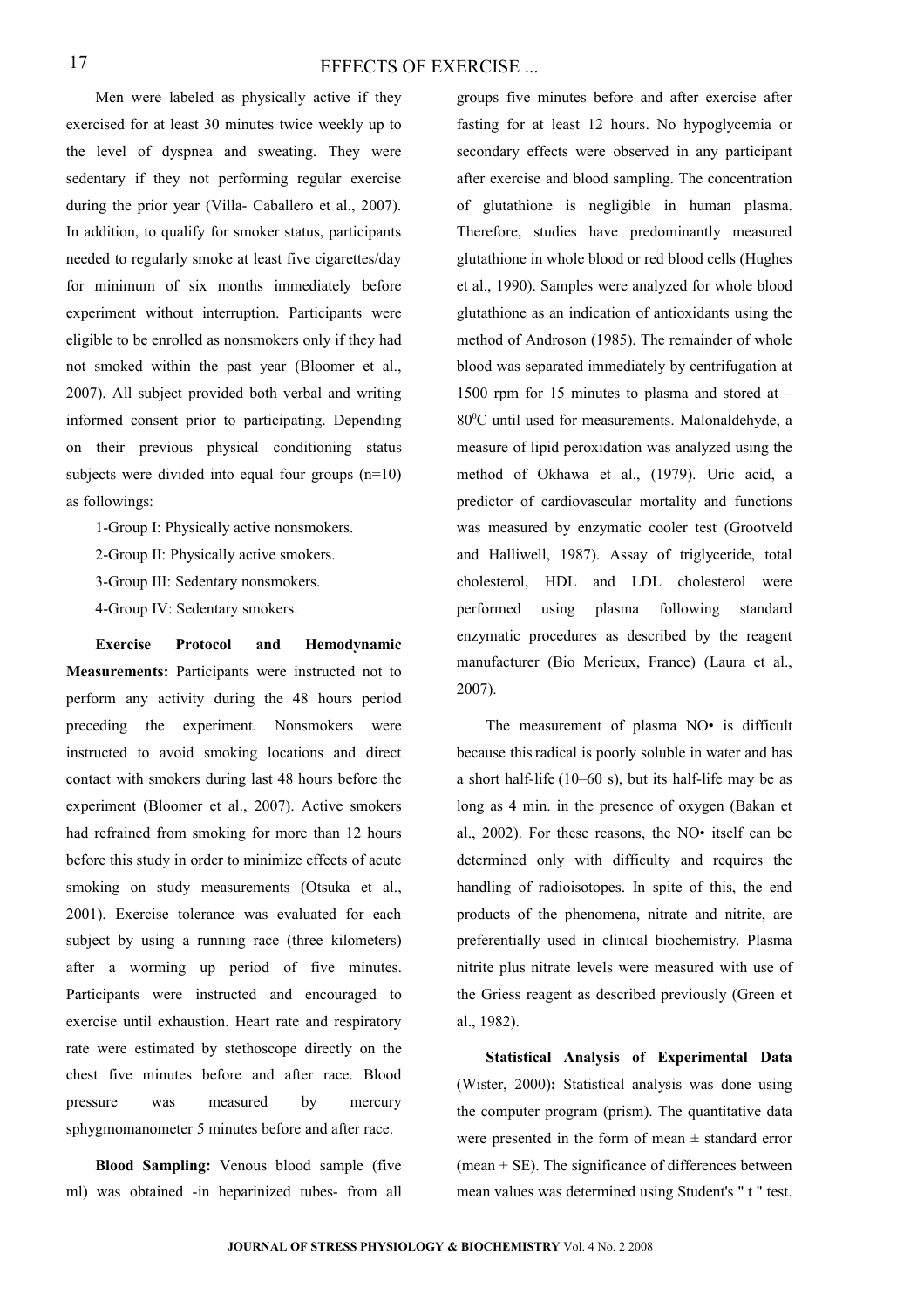Men were labeled as physically active if they exercised for at least 30 minutes twice weekly up to the level of dyspnea and sweating. They were sedentary if they not performing regular exercise during the prior year (Villa- Caballero et al., 2007). In addition, to qualify for smoker status, participants needed to regularly smoke at least five cigarettes/day for minimum of six months immediately before experiment without interruption. Participants were eligible to be enrolled as nonsmokers only if they had not smoked within the past year (Bloomer et al., 2007). All subject provided both verbal and writing informed consent prior to participating. Depending on their previous physical conditioning status subjects were divided into equal four groups (n=10) as followings:

1-Group I: Physically active nonsmokers.

2-Group II: Physically active smokers.

3-Group III: Sedentary nonsmokers.

4-Group IV: Sedentary smokers.

**Exercise Protocol and Hemodynamic Measurements:** Participants were instructed not to perform any activity during the 48 hours period preceding the experiment. Nonsmokers were instructed to avoid smoking locations and direct contact with smokers during last 48 hours before the experiment (Bloomer et al., 2007). Active smokers had refrained from smoking for more than 12 hours before this study in order to minimize effects of acute smoking on study measurements (Otsuka et al., 2001). Exercise tolerance was evaluated for each subject by using a running race (three kilometers) after a worming up period of five minutes. Participants were instructed and encouraged to exercise until exhaustion. Heart rate and respiratory rate were estimated by stethoscope directly on the chest five minutes before and after race. Blood pressure was measured by mercury sphygmomanometer 5 minutes before and after race.

**Blood Sampling:** Venous blood sample (five ml) was obtained -in heparinized tubes- from all groups five minutes before and after exercise after fasting for at least 12 hours. No hypoglycemia or secondary effects were observed in any participant after exercise and blood sampling. The concentration of glutathione is negligible in human plasma. Therefore, studies have predominantly measured glutathione in whole blood or red blood cells (Hughes et al., 1990). Samples were analyzed for whole blood glutathione as an indication of antioxidants using the method of Androson (1985). The remainder of whole blood was separated immediately by centrifugation at 1500 rpm for 15 minutes to plasma and stored at $-80^0$C until used for measurements. Malonaldehyde, a measure of lipid peroxidation was analyzed using the method of Okhawa et al., (1979). Uric acid, a predictor of cardiovascular mortality and functions was measured by enzymatic cooler test (Grootveld and Halliwell, 1987). Assay of triglyceride, total cholesterol, HDL and LDL cholesterol were performed using plasma following standard enzymatic procedures as described by the reagent manufacturer (Bio Merieux, France) (Laura et al., 2007).

The measurement of plasma NO• is difficult because this radical is poorly soluble in water and has a short half-life (10–60 s), but its half-life may be as long as 4 min. in the presence of oxygen (Bakan et al., 2002). For these reasons, the NO• itself can be determined only with difficulty and requires the handling of radioisotopes. In spite of this, the end products of the phenomena, nitrate and nitrite, are preferentially used in clinical biochemistry. Plasma nitrite plus nitrate levels were measured with use of the Griess reagent as described previously (Green et al., 1982).

**Statistical Analysis of Experimental Data** (Wister, 2000)**:** Statistical analysis was done using the computer program (prism). The quantitative data were presented in the form of mean ± standard error (mean ± SE). The significance of differences between mean values was determined using Student's " t " test.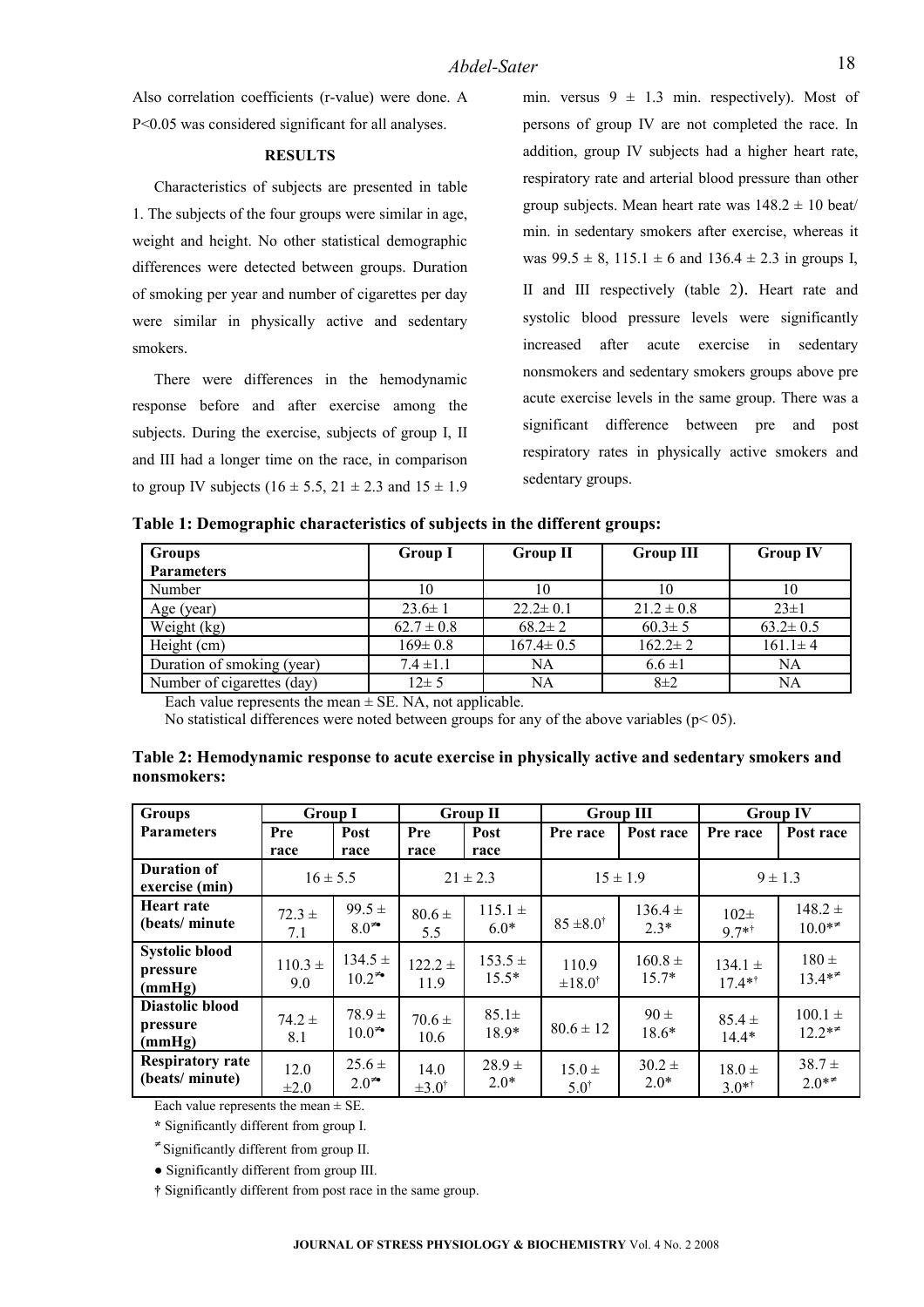Also correlation coefficients (r-value) were done. A P<0.05 was considered significant for all analyses.

## RESULTS

Characteristics of subjects are presented in table 1. The subjects of the four groups were similar in age, weight and height. No other statistical demographic differences were detected between groups. Duration of smoking per year and number of cigarettes per day were similar in physically active and sedentary smokers.

There were differences in the hemodynamic response before and after exercise among the subjects. During the exercise, subjects of group I, II and III had a longer time on the race, in comparison to group IV subjects (16 ± 5.5, 21 ± 2.3 and 15 ± 1.9 min. versus 9 ± 1.3 min. respectively). Most of persons of group IV are not completed the race. In addition, group IV subjects had a higher heart rate, respiratory rate and arterial blood pressure than other group subjects. Mean heart rate was 148.2 ± 10 beat/ min. in sedentary smokers after exercise, whereas it was 99.5 ± 8, 115.1 ± 6 and 136.4 ± 2.3 in groups I, II and III respectively (table 2). Heart rate and systolic blood pressure levels were significantly increased after acute exercise in sedentary nonsmokers and sedentary smokers groups above pre acute exercise levels in the same group. There was a significant difference between pre and post respiratory rates in physically active smokers and sedentary groups.

**Table 1: Demographic characteristics of subjects in the different groups:**

| Groups / Parameters | Group I | Group II | Group III | Group IV |
|---|---|---|---|---|
| Number | 10 | 10 | 10 | 10 |
| Age (year) | 23.6± 1 | 22.2± 0.1 | 21.2 ± 0.8 | 23±1 |
| Weight (kg) | 62.7 ± 0.8 | 68.2± 2 | 60.3± 5 | 63.2± 0.5 |
| Height (cm) | 169± 0.8 | 167.4± 0.5 | 162.2± 2 | 161.1± 4 |
| Duration of smoking (year) | 7.4 ±1.1 | NA | 6.6 ±1 | NA |
| Number of cigarettes (day) | 12± 5 | NA | 8±2 | NA |

Each value represents the mean ± SE. NA, not applicable.

No statistical differences were noted between groups for any of the above variables (p< 05).

**Table 2: Hemodynamic response to acute exercise in physically active and sedentary smokers and nonsmokers:**

| Groups / Parameters | Group I | | Group II | | Group III | | Group IV | |
|---|---|---|---|---|---|---|---|---|
| | Pre race | Post race | Pre race | Post race | Pre race | Post race | Pre race | Post race |
| Duration of exercise (min) | 16 ± 5.5 | | 21 ± 2.3 | | 15 ± 1.9 | | 9 ± 1.3 | |
| Heart rate (beats/ minute | 72.3 ± 7.1 | 99.5 ± 8.0≠• | 80.6 ± 5.5 | 115.1 ± 6.0* | 85 ±8.0† | 136.4 ± 2.3* | 102± 9.7*† | 148.2 ± 10.0*≠ |
| Systolic blood pressure (mmHg) | 110.3 ± 9.0 | 134.5 ± 10.2≠• | 122.2 ± 11.9 | 153.5 ± 15.5* | 110.9 ±18.0† | 160.8 ± 15.7* | 134.1 ± 17.4*† | 180 ± 13.4*≠ |
| Diastolic blood pressure (mmHg) | 74.2 ± 8.1 | 78.9 ± 10.0≠• | 70.6 ± 10.6 | 85.1± 18.9* | 80.6 ± 12 | 90 ± 18.6* | 85.4 ± 14.4* | 100.1 ± 12.2*≠ |
| Respiratory rate (beats/ minute) | 12.0 ±2.0 | 25.6 ± 2.0≠• | 14.0 ±3.0† | 28.9 ± 2.0* | 15.0 ± 5.0† | 30.2 ± 2.0* | 18.0 ± 3.0*† | 38.7 ± 2.0*≠ |

Each value represents the mean ± SE.

\* Significantly different from group I.

≠ Significantly different from group II.

● Significantly different from group III.

† Significantly different from post race in the same group.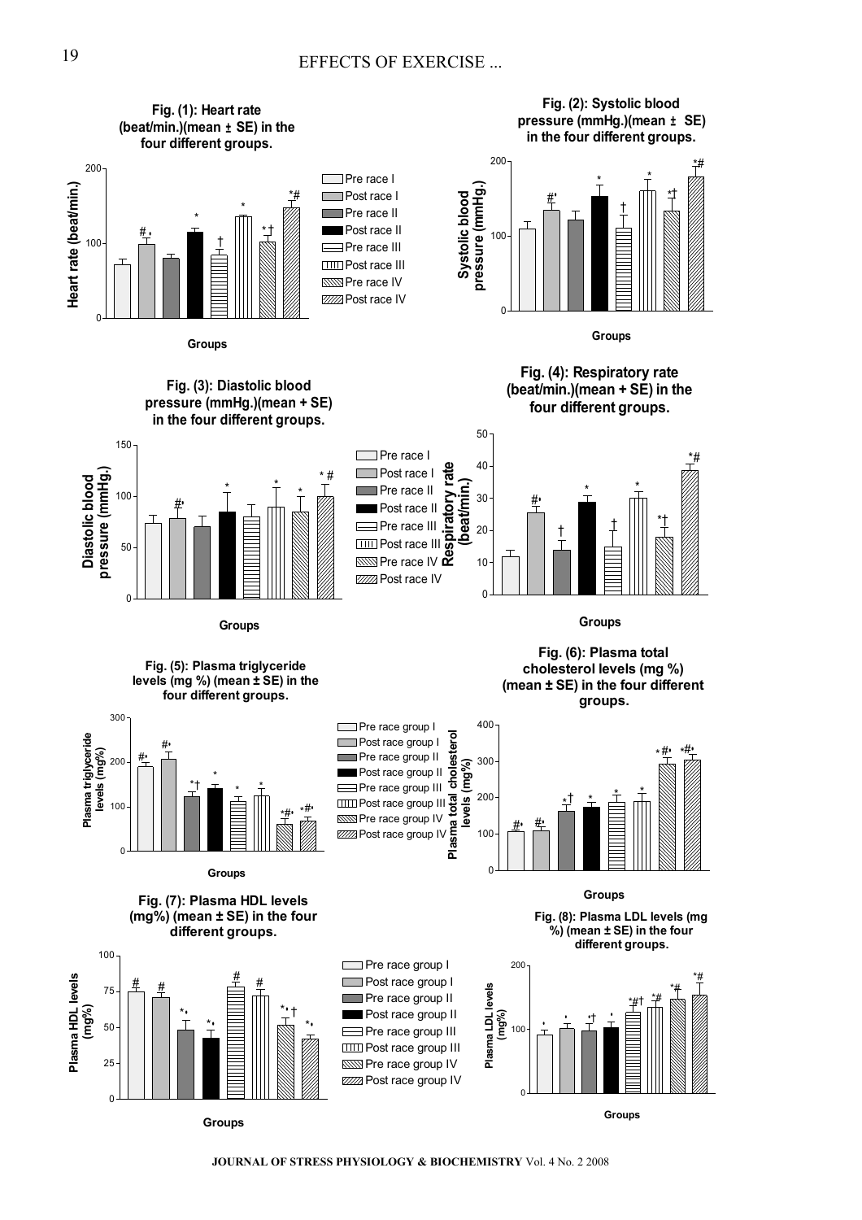**Fig. (1): Heart rate (beat/min.)(mean ± SE) in the four different groups.**

**Fig. (2): Systolic blood pressure (mmHg.)(mean ± SE) in the four different groups.**

**Fig. (3): Diastolic blood pressure (mmHg.)(mean + SE) in the four different groups.**

**Fig. (4): Respiratory rate (beat/min.)(mean + SE) in the four different groups.**

**Fig. (5): Plasma triglyceride levels (mg %) (mean ± SE) in the four different groups.**

**Fig. (6): Plasma total cholesterol levels (mg %) (mean ± SE) in the four different groups.**

**Fig. (7): Plasma HDL levels (mg%) (mean ± SE) in the four different groups.**

**Fig. (8): Plasma LDL levels (mg %) (mean ± SE) in the four different groups.**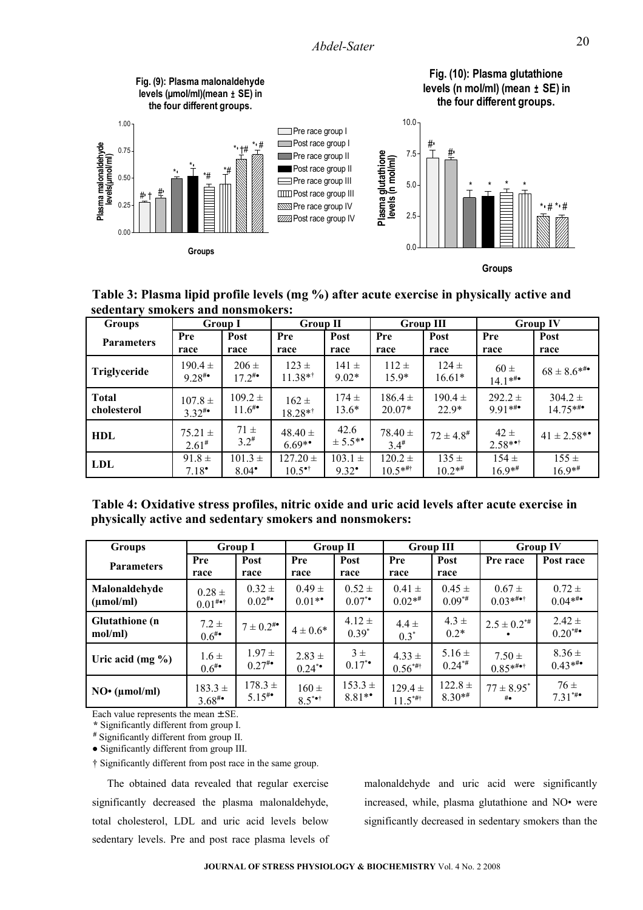Fig. (9): Plasma malonaldehyde levels (μmol/ml)(mean ± SE) in the four different groups.

Fig. (10): Plasma glutathione levels (n mol/ml) (mean ± SE) in the four different groups.

**Table 3: Plasma lipid profile levels (mg %) after acute exercise in physically active and sedentary smokers and nonsmokers:**

| Groups | Group I | | Group II | | Group III | | Group IV | |
|---|---|---|---|---|---|---|---|---|
| **Parameters** | **Pre race** | **Post race** | **Pre race** | **Post race** | **Pre race** | **Post race** | **Pre race** | **Post race** |
| **Triglyceride** | 190.4 ± 9.28#• | 206 ± 17.2#• | 123 ± 11.38*† | 141 ± 9.02* | 112 ± 15.9* | 124 ± 16.61* | 60 ± 14.1*#• | 68 ± 8.6*#• |
| **Total cholesterol** | 107.8 ± 3.32#• | 109.2 ± 11.6#• | 162 ± 18.28*† | 174 ± 13.6* | 186.4 ± 20.07* | 190.4 ± 22.9* | 292.2 ± 9.91*#• | 304.2 ± 14.75*#• |
| **HDL** | 75.21 ± 2.61# | 71 ± 3.2# | 48.40 ± 6.69*• | 42.6 ± 5.5*• | 78.40 ± 3.4# | 72 ± 4.8# | 42 ± 2.58*•† | 41 ± 2.58*• |
| **LDL** | 91.8 ± 7.18• | 101.3 ± 8.04• | 127.20 ± 10.5•† | 103.1 ± 9.32• | 120.2 ± 10.5*#† | 135 ± 10.2*# | 154 ± 16.9*# | 155 ± 16.9*# |

**Table 4: Oxidative stress profiles, nitric oxide and uric acid levels after acute exercise in physically active and sedentary smokers and nonsmokers:**

| Groups | Group I | | Group II | | Group III | | Group IV | |
|---|---|---|---|---|---|---|---|---|
| **Parameters** | **Pre race** | **Post race** | **Pre race** | **Post race** | **Pre race** | **Post race** | **Pre race** | **Post race** |
| **Malonaldehyde (μmol/ml)** | 0.28 ± 0.01#•† | 0.32 ± 0.02#• | 0.49 ± 0.01*• | 0.52 ± 0.07*• | 0.41 ± 0.02*# | 0.45 ± 0.09*# | 0.67 ± 0.03*#•† | 0.72 ± 0.04*#• |
| **Glutathione (n mol/ml)** | 7.2 ± 0.6#• | 7 ± 0.2#• | 4 ± 0.6* | 4.12 ± 0.39* | 4.4 ± 0.3* | 4.3 ± 0.2* | 2.5 ± 0.2*# • | 2.42 ± 0.20*#• |
| **Uric acid (mg %)** | 1.6 ± 0.6#• | 1.97 ± 0.27#• | 2.83 ± 0.24*• | 3 ± 0.17*• | 4.33 ± 0.56*#† | 5.16 ± 0.24*# | 7.50 ± 0.85*#•† | 8.36 ± 0.43*#• |
| **NO• (μmol/ml)** | 183.3 ± 3.68#• | 178.3 ± 5.15#• | 160 ± 8.5*•† | 153.3 ± 8.81*• | 129.4 ± 11.5*#† | 122.8 ± 8.30*# | 77 ± 8.95* #• | 76 ± 7.31*#• |

Each value represents the mean ± SE.
* Significantly different from group I.
# Significantly different from group II.
● Significantly different from group III.
† Significantly different from post race in the same group.

The obtained data revealed that regular exercise significantly decreased the plasma malonaldehyde, total cholesterol, LDL and uric acid levels below sedentary levels. Pre and post race plasma levels of malonaldehyde and uric acid were significantly increased, while, plasma glutathione and NO• were significantly decreased in sedentary smokers than the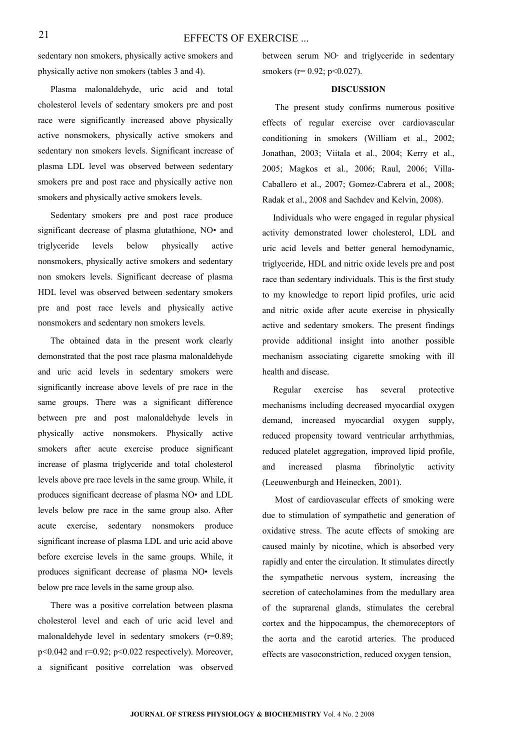sedentary non smokers, physically active smokers and physically active non smokers (tables 3 and 4).

Plasma malonaldehyde, uric acid and total cholesterol levels of sedentary smokers pre and post race were significantly increased above physically active nonsmokers, physically active smokers and sedentary non smokers levels. Significant increase of plasma LDL level was observed between sedentary smokers pre and post race and physically active non smokers and physically active smokers levels.

Sedentary smokers pre and post race produce significant decrease of plasma glutathione, NO• and triglyceride levels below physically active nonsmokers, physically active smokers and sedentary non smokers levels. Significant decrease of plasma HDL level was observed between sedentary smokers pre and post race levels and physically active nonsmokers and sedentary non smokers levels.

The obtained data in the present work clearly demonstrated that the post race plasma malonaldehyde and uric acid levels in sedentary smokers were significantly increase above levels of pre race in the same groups. There was a significant difference between pre and post malonaldehyde levels in physically active nonsmokers. Physically active smokers after acute exercise produce significant increase of plasma triglyceride and total cholesterol levels above pre race levels in the same group. While, it produces significant decrease of plasma NO• and LDL levels below pre race in the same group also. After acute exercise, sedentary nonsmokers produce significant increase of plasma LDL and uric acid above before exercise levels in the same groups. While, it produces significant decrease of plasma NO• levels below pre race levels in the same group also.

There was a positive correlation between plasma cholesterol level and each of uric acid level and malonaldehyde level in sedentary smokers ($r=0.89$; $p<0.042$ and $r=0.92$; $p<0.022$ respectively). Moreover, a significant positive correlation was observed between serum NO· and triglyceride in sedentary smokers ($r= 0.92$; $p<0.027$).

## DISCUSSION

The present study confirms numerous positive effects of regular exercise over cardiovascular conditioning in smokers (William et al., 2002; Jonathan, 2003; Viitala et al., 2004; Kerry et al., 2005; Magkos et al., 2006; Raul, 2006; Villa-Caballero et al., 2007; Gomez-Cabrera et al., 2008; Radak et al., 2008 and Sachdev and Kelvin, 2008).

Individuals who were engaged in regular physical activity demonstrated lower cholesterol, LDL and uric acid levels and better general hemodynamic, triglyceride, HDL and nitric oxide levels pre and post race than sedentary individuals. This is the first study to my knowledge to report lipid profiles, uric acid and nitric oxide after acute exercise in physically active and sedentary smokers. The present findings provide additional insight into another possible mechanism associating cigarette smoking with ill health and disease.

Regular exercise has several protective mechanisms including decreased myocardial oxygen demand, increased myocardial oxygen supply, reduced propensity toward ventricular arrhythmias, reduced platelet aggregation, improved lipid profile, and increased plasma fibrinolytic activity (Leeuwenburgh and Heinecken, 2001).

Most of cardiovascular effects of smoking were due to stimulation of sympathetic and generation of oxidative stress. The acute effects of smoking are caused mainly by nicotine, which is absorbed very rapidly and enter the circulation. It stimulates directly the sympathetic nervous system, increasing the secretion of catecholamines from the medullary area of the suprarenal glands, stimulates the cerebral cortex and the hippocampus, the chemoreceptors of the aorta and the carotid arteries. The produced effects are vasoconstriction, reduced oxygen tension,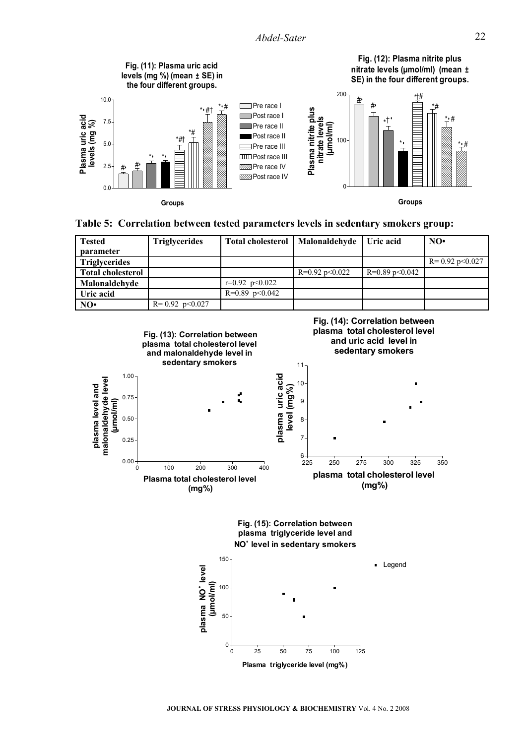Fig. (11): Plasma uric acid levels (mg %) (mean ± SE) in the four different groups.

Fig. (12): Plasma nitrite plus nitrate levels (μmol/ml) (mean ± SE) in the four different groups.

**Table 5: Correlation between tested parameters levels in sedentary smokers group:**

| Tested parameter | Triglycerides | Total cholesterol | Malonaldehyde | Uric acid | NO• |
|---|---|---|---|---|---|
| **Triglycerides** | | | | | R= 0.92 p<0.027 |
| **Total cholesterol** | | | R=0.92 p<0.022 | R=0.89 p<0.042 | |
| **Malonaldehyde** | | r=0.92 p<0.022 | | | |
| **Uric acid** | | R=0.89 p<0.042 | | | |
| **NO•** | R= 0.92 p<0.027 | | | | |

Fig. (13): Correlation between plasma total cholesterol level and malonaldehyde level in sedentary smokers

Fig. (14): Correlation between plasma total cholesterol level and uric acid level in sedentary smokers

Fig. (15): Correlation between plasma triglyceride level and NO• level in sedentary smokers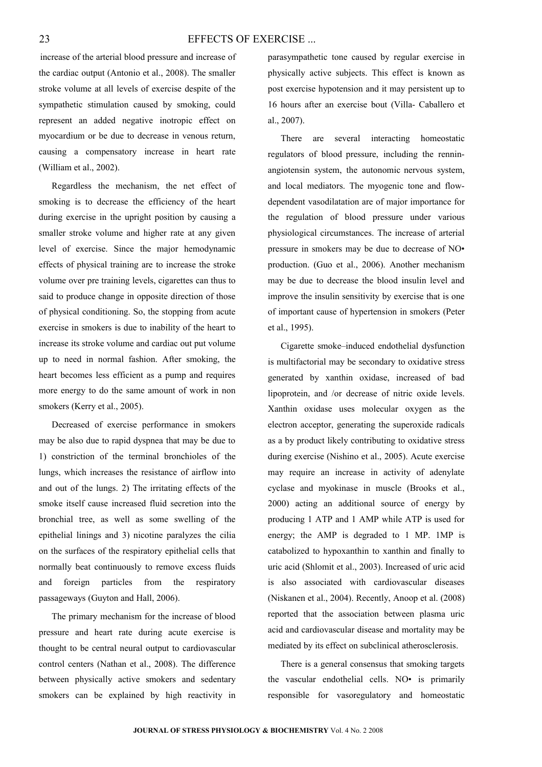increase of the arterial blood pressure and increase of the cardiac output (Antonio et al., 2008). The smaller stroke volume at all levels of exercise despite of the sympathetic stimulation caused by smoking, could represent an added negative inotropic effect on myocardium or be due to decrease in venous return, causing a compensatory increase in heart rate (William et al., 2002).

Regardless the mechanism, the net effect of smoking is to decrease the efficiency of the heart during exercise in the upright position by causing a smaller stroke volume and higher rate at any given level of exercise. Since the major hemodynamic effects of physical training are to increase the stroke volume over pre training levels, cigarettes can thus to said to produce change in opposite direction of those of physical conditioning. So, the stopping from acute exercise in smokers is due to inability of the heart to increase its stroke volume and cardiac out put volume up to need in normal fashion. After smoking, the heart becomes less efficient as a pump and requires more energy to do the same amount of work in non smokers (Kerry et al., 2005).

Decreased of exercise performance in smokers may be also due to rapid dyspnea that may be due to 1) constriction of the terminal bronchioles of the lungs, which increases the resistance of airflow into and out of the lungs. 2) The irritating effects of the smoke itself cause increased fluid secretion into the bronchial tree, as well as some swelling of the epithelial linings and 3) nicotine paralyzes the cilia on the surfaces of the respiratory epithelial cells that normally beat continuously to remove excess fluids and foreign particles from the respiratory passageways (Guyton and Hall, 2006).

The primary mechanism for the increase of blood pressure and heart rate during acute exercise is thought to be central neural output to cardiovascular control centers (Nathan et al., 2008). The difference between physically active smokers and sedentary smokers can be explained by high reactivity in parasympathetic tone caused by regular exercise in physically active subjects. This effect is known as post exercise hypotension and it may persistent up to 16 hours after an exercise bout (Villa- Caballero et al., 2007).

There are several interacting homeostatic regulators of blood pressure, including the rennin-angiotensin system, the autonomic nervous system, and local mediators. The myogenic tone and flow-dependent vasodilatation are of major importance for the regulation of blood pressure under various physiological circumstances. The increase of arterial pressure in smokers may be due to decrease of NO• production. (Guo et al., 2006). Another mechanism may be due to decrease the blood insulin level and improve the insulin sensitivity by exercise that is one of important cause of hypertension in smokers (Peter et al., 1995).

Cigarette smoke–induced endothelial dysfunction is multifactorial may be secondary to oxidative stress generated by xanthin oxidase, increased of bad lipoprotein, and /or decrease of nitric oxide levels. Xanthin oxidase uses molecular oxygen as the electron acceptor, generating the superoxide radicals as a by product likely contributing to oxidative stress during exercise (Nishino et al., 2005). Acute exercise may require an increase in activity of adenylate cyclase and myokinase in muscle (Brooks et al., 2000) acting an additional source of energy by producing 1 ATP and 1 AMP while ATP is used for energy; the AMP is degraded to 1 MP. 1MP is catabolized to hypoxanthin to xanthin and finally to uric acid (Shlomit et al., 2003). Increased of uric acid is also associated with cardiovascular diseases (Niskanen et al., 2004). Recently, Anoop et al. (2008) reported that the association between plasma uric acid and cardiovascular disease and mortality may be mediated by its effect on subclinical atherosclerosis.

There is a general consensus that smoking targets the vascular endothelial cells. NO• is primarily responsible for vasoregulatory and homeostatic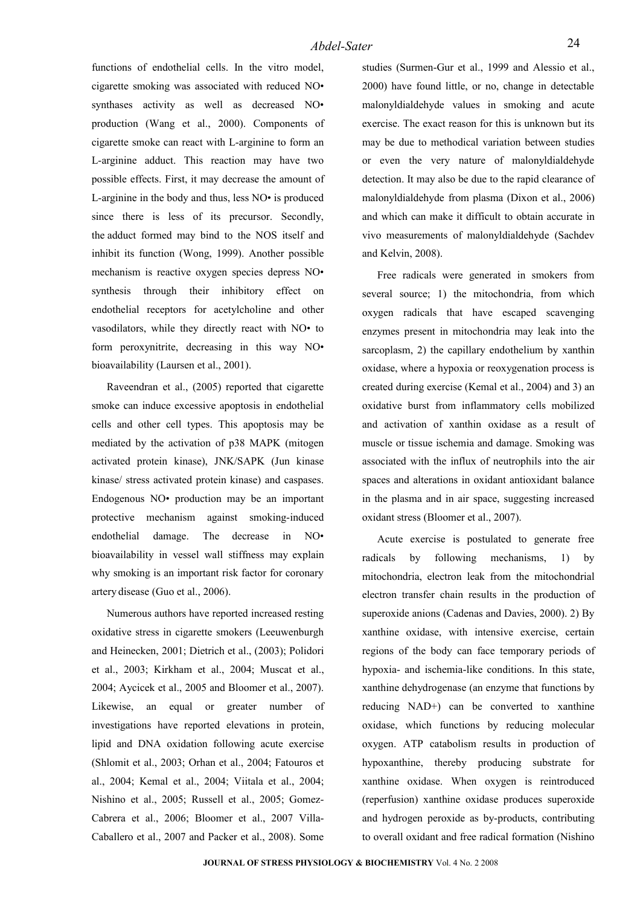functions of endothelial cells. In the vitro model, cigarette smoking was associated with reduced NO• synthases activity as well as decreased NO• production (Wang et al., 2000). Components of cigarette smoke can react with L-arginine to form an L-arginine adduct. This reaction may have two possible effects. First, it may decrease the amount of L-arginine in the body and thus, less NO• is produced since there is less of its precursor. Secondly, the adduct formed may bind to the NOS itself and inhibit its function (Wong, 1999). Another possible mechanism is reactive oxygen species depress NO• synthesis through their inhibitory effect on endothelial receptors for acetylcholine and other vasodilators, while they directly react with NO• to form peroxynitrite, decreasing in this way NO• bioavailability (Laursen et al., 2001).

Raveendran et al., (2005) reported that cigarette smoke can induce excessive apoptosis in endothelial cells and other cell types. This apoptosis may be mediated by the activation of p38 MAPK (mitogen activated protein kinase), JNK/SAPK (Jun kinase kinase/ stress activated protein kinase) and caspases. Endogenous NO• production may be an important protective mechanism against smoking-induced endothelial damage. The decrease in NO• bioavailability in vessel wall stiffness may explain why smoking is an important risk factor for coronary artery disease (Guo et al., 2006).

Numerous authors have reported increased resting oxidative stress in cigarette smokers (Leeuwenburgh and Heinecken, 2001; Dietrich et al., (2003); Polidori et al., 2003; Kirkham et al., 2004; Muscat et al., 2004; Aycicek et al., 2005 and Bloomer et al., 2007). Likewise, an equal or greater number of investigations have reported elevations in protein, lipid and DNA oxidation following acute exercise (Shlomit et al., 2003; Orhan et al., 2004; Fatouros et al., 2004; Kemal et al., 2004; Viitala et al., 2004; Nishino et al., 2005; Russell et al., 2005; Gomez-Cabrera et al., 2006; Bloomer et al., 2007 Villa-Caballero et al., 2007 and Packer et al., 2008). Some studies (Surmen-Gur et al., 1999 and Alessio et al., 2000) have found little, or no, change in detectable malonyldialdehyde values in smoking and acute exercise. The exact reason for this is unknown but its may be due to methodical variation between studies or even the very nature of malonyldialdehyde detection. It may also be due to the rapid clearance of malonyldialdehyde from plasma (Dixon et al., 2006) and which can make it difficult to obtain accurate in vivo measurements of malonyldialdehyde (Sachdev and Kelvin, 2008).

Free radicals were generated in smokers from several source; 1) the mitochondria, from which oxygen radicals that have escaped scavenging enzymes present in mitochondria may leak into the sarcoplasm, 2) the capillary endothelium by xanthin oxidase, where a hypoxia or reoxygenation process is created during exercise (Kemal et al., 2004) and 3) an oxidative burst from inflammatory cells mobilized and activation of xanthin oxidase as a result of muscle or tissue ischemia and damage. Smoking was associated with the influx of neutrophils into the air spaces and alterations in oxidant antioxidant balance in the plasma and in air space, suggesting increased oxidant stress (Bloomer et al., 2007).

Acute exercise is postulated to generate free radicals by following mechanisms, 1) by mitochondria, electron leak from the mitochondrial electron transfer chain results in the production of superoxide anions (Cadenas and Davies, 2000). 2) By xanthine oxidase, with intensive exercise, certain regions of the body can face temporary periods of hypoxia- and ischemia-like conditions. In this state, xanthine dehydrogenase (an enzyme that functions by reducing $NAD^+$) can be converted to xanthine oxidase, which functions by reducing molecular oxygen. ATP catabolism results in production of hypoxanthine, thereby producing substrate for xanthine oxidase. When oxygen is reintroduced (reperfusion) xanthine oxidase produces superoxide and hydrogen peroxide as by-products, contributing to overall oxidant and free radical formation (Nishino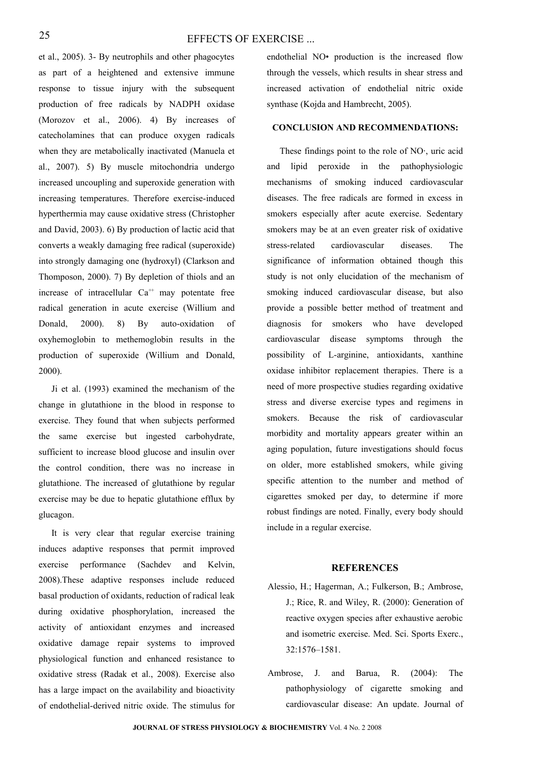et al., 2005). 3- By neutrophils and other phagocytes as part of a heightened and extensive immune response to tissue injury with the subsequent production of free radicals by NADPH oxidase (Morozov et al., 2006). 4) By increases of catecholamines that can produce oxygen radicals when they are metabolically inactivated (Manuela et al., 2007). 5) By muscle mitochondria undergo increased uncoupling and superoxide generation with increasing temperatures. Therefore exercise-induced hyperthermia may cause oxidative stress (Christopher and David, 2003). 6) By production of lactic acid that converts a weakly damaging free radical (superoxide) into strongly damaging one (hydroxyl) (Clarkson and Thomposon, 2000). 7) By depletion of thiols and an increase of intracellular $Ca^{++}$ may potentate free radical generation in acute exercise (Willium and Donald, 2000). 8) By auto-oxidation of oxyhemoglobin to methemoglobin results in the production of superoxide (Willium and Donald, 2000).

Ji et al. (1993) examined the mechanism of the change in glutathione in the blood in response to exercise. They found that when subjects performed the same exercise but ingested carbohydrate, sufficient to increase blood glucose and insulin over the control condition, there was no increase in glutathione. The increased of glutathione by regular exercise may be due to hepatic glutathione efflux by glucagon.

It is very clear that regular exercise training induces adaptive responses that permit improved exercise performance (Sachdev and Kelvin, 2008).These adaptive responses include reduced basal production of oxidants, reduction of radical leak during oxidative phosphorylation, increased the activity of antioxidant enzymes and increased oxidative damage repair systems to improved physiological function and enhanced resistance to oxidative stress (Radak et al., 2008). Exercise also has a large impact on the availability and bioactivity of endothelial-derived nitric oxide. The stimulus for endothelial NO• production is the increased flow through the vessels, which results in shear stress and increased activation of endothelial nitric oxide synthase (Kojda and Hambrecht, 2005).

## CONCLUSION AND RECOMMENDATIONS:

These findings point to the role of NO·, uric acid and lipid peroxide in the pathophysiologic mechanisms of smoking induced cardiovascular diseases. The free radicals are formed in excess in smokers especially after acute exercise. Sedentary smokers may be at an even greater risk of oxidative stress-related cardiovascular diseases. The significance of information obtained though this study is not only elucidation of the mechanism of smoking induced cardiovascular disease, but also provide a possible better method of treatment and diagnosis for smokers who have developed cardiovascular disease symptoms through the possibility of L-arginine, antioxidants, xanthine oxidase inhibitor replacement therapies. There is a need of more prospective studies regarding oxidative stress and diverse exercise types and regimens in smokers. Because the risk of cardiovascular morbidity and mortality appears greater within an aging population, future investigations should focus on older, more established smokers, while giving specific attention to the number and method of cigarettes smoked per day, to determine if more robust findings are noted. Finally, every body should include in a regular exercise.

## REFERENCES

Alessio, H.; Hagerman, A.; Fulkerson, B.; Ambrose, J.; Rice, R. and Wiley, R. (2000): Generation of reactive oxygen species after exhaustive aerobic and isometric exercise. Med. Sci. Sports Exerc., 32:1576–1581.

Ambrose, J. and Barua, R. (2004): The pathophysiology of cigarette smoking and cardiovascular disease: An update. Journal of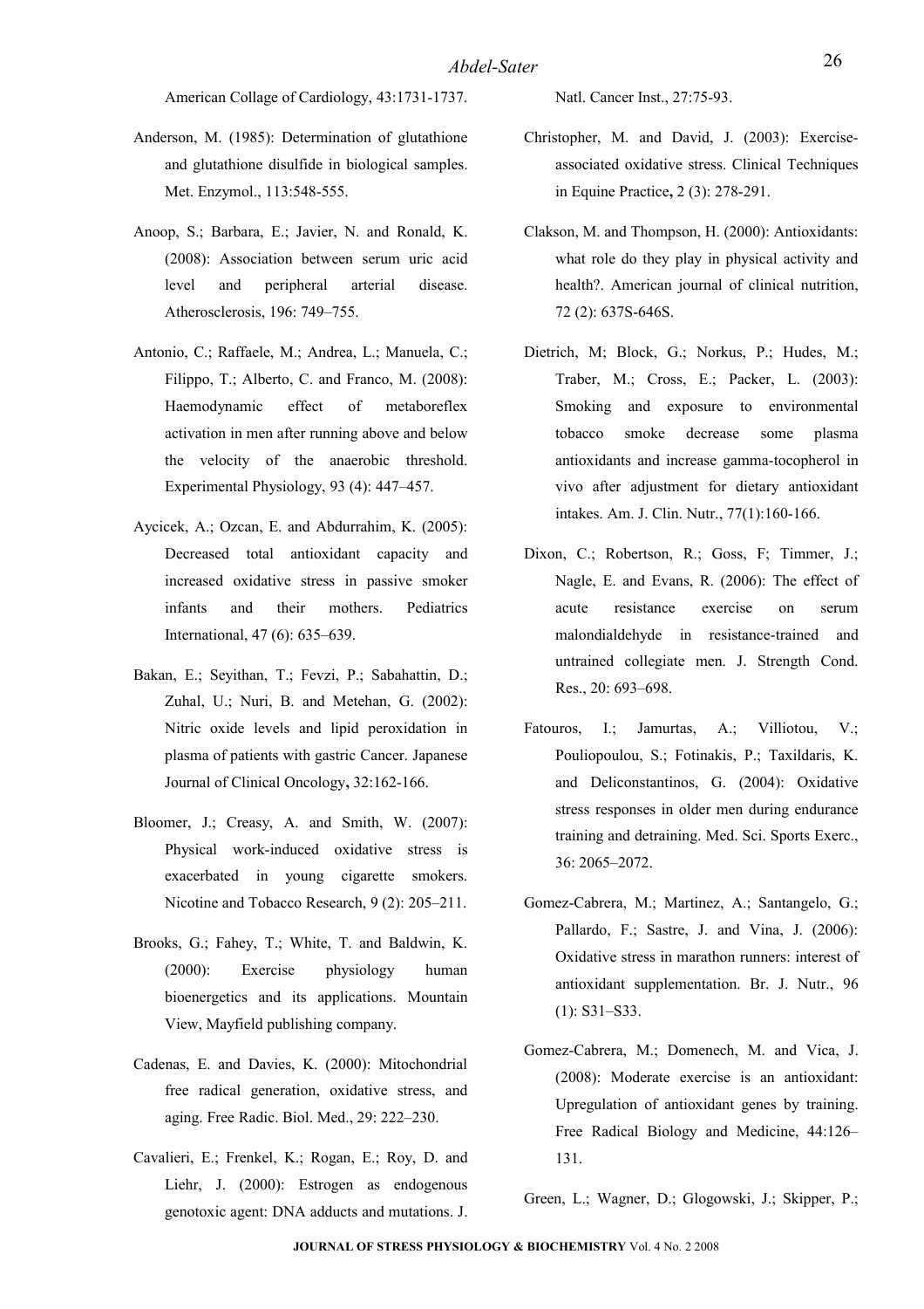American Collage of Cardiology, 43:1731-1737.

Anderson, M. (1985): Determination of glutathione and glutathione disulfide in biological samples. Met. Enzymol., 113:548-555.

Anoop, S.; Barbara, E.; Javier, N. and Ronald, K. (2008): Association between serum uric acid level and peripheral arterial disease. Atherosclerosis, 196: 749–755.

Antonio, C.; Raffaele, M.; Andrea, L.; Manuela, C.; Filippo, T.; Alberto, C. and Franco, M. (2008): Haemodynamic effect of metaboreflex activation in men after running above and below the velocity of the anaerobic threshold. Experimental Physiology, 93 (4): 447–457.

Aycicek, A.; Ozcan, E. and Abdurrahim, K. (2005): Decreased total antioxidant capacity and increased oxidative stress in passive smoker infants and their mothers. Pediatrics International, 47 (6): 635–639.

Bakan, E.; Seyithan, T.; Fevzi, P.; Sabahattin, D.; Zuhal, U.; Nuri, B. and Metehan, G. (2002): Nitric oxide levels and lipid peroxidation in plasma of patients with gastric Cancer. Japanese Journal of Clinical Oncology**,** 32:162-166.

Bloomer, J.; Creasy, A. and Smith, W. (2007): Physical work-induced oxidative stress is exacerbated in young cigarette smokers. Nicotine and Tobacco Research, 9 (2): 205–211.

Brooks, G.; Fahey, T.; White, T. and Baldwin, K. (2000): Exercise physiology human bioenergetics and its applications. Mountain View, Mayfield publishing company.

Cadenas, E. and Davies, K. (2000): Mitochondrial free radical generation, oxidative stress, and aging. Free Radic. Biol. Med., 29: 222–230.

Cavalieri, E.; Frenkel, K.; Rogan, E.; Roy, D. and Liehr, J. (2000): Estrogen as endogenous genotoxic agent: DNA adducts and mutations. J. Natl. Cancer Inst., 27:75-93.

Christopher, M. and David, J. (2003): Exercise-associated oxidative stress. Clinical Techniques in Equine Practice**,** 2 (3): 278-291.

Clakson, M. and Thompson, H. (2000): Antioxidants: what role do they play in physical activity and health?. American journal of clinical nutrition, 72 (2): 637S-646S.

Dietrich, M; Block, G.; Norkus, P.; Hudes, M.; Traber, M.; Cross, E.; Packer, L. (2003): Smoking and exposure to environmental tobacco smoke decrease some plasma antioxidants and increase gamma-tocopherol in vivo after adjustment for dietary antioxidant intakes. Am. J. Clin. Nutr., 77(1):160-166.

Dixon, C.; Robertson, R.; Goss, F; Timmer, J.; Nagle, E. and Evans, R. (2006): The effect of acute resistance exercise on serum malondialdehyde in resistance-trained and untrained collegiate men. J. Strength Cond. Res., 20: 693–698.

Fatouros, I.; Jamurtas, A.; Villiotou, V.; Pouliopoulou, S.; Fotinakis, P.; Taxildaris, K. and Deliconstantinos, G. (2004): Oxidative stress responses in older men during endurance training and detraining. Med. Sci. Sports Exerc., 36: 2065–2072.

Gomez-Cabrera, M.; Martinez, A.; Santangelo, G.; Pallardo, F.; Sastre, J. and Vina, J. (2006): Oxidative stress in marathon runners: interest of antioxidant supplementation. Br. J. Nutr., 96 (1): S31–S33.

Gomez-Cabrera, M.; Domenech, M. and Vica, J. (2008): Moderate exercise is an antioxidant: Upregulation of antioxidant genes by training. Free Radical Biology and Medicine, 44:126–131.

Green, L.; Wagner, D.; Glogowski, J.; Skipper, P.;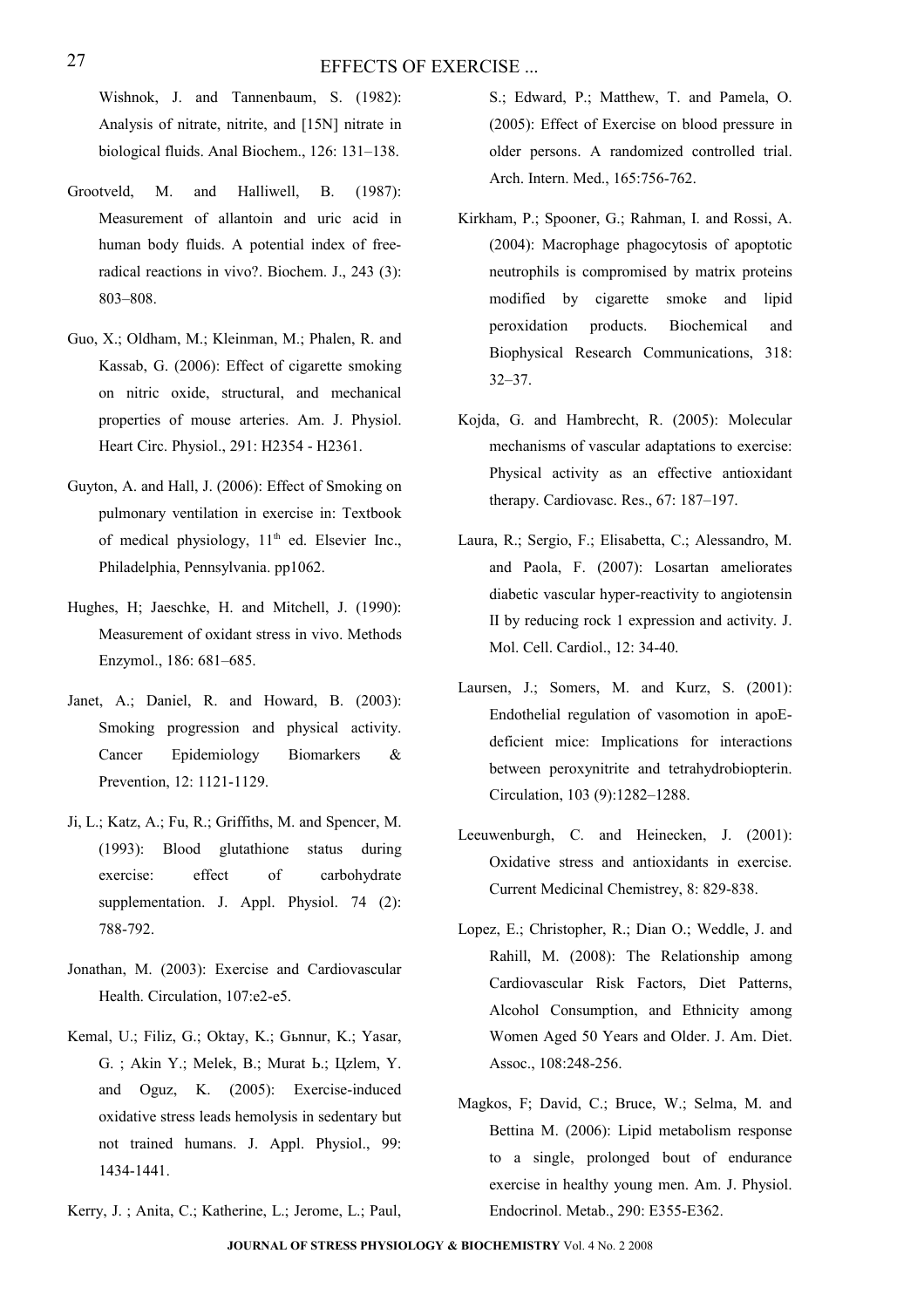Wishnok, J. and Tannenbaum, S. (1982): Analysis of nitrate, nitrite, and [15N] nitrate in biological fluids. Anal Biochem., 126: 131–138.

Grootveld, M. and Halliwell, B. (1987): Measurement of allantoin and uric acid in human body fluids. A potential index of free-radical reactions in vivo?. Biochem. J., 243 (3): 803–808.

Guo, X.; Oldham, M.; Kleinman, M.; Phalen, R. and Kassab, G. (2006): Effect of cigarette smoking on nitric oxide, structural, and mechanical properties of mouse arteries. Am. J. Physiol. Heart Circ. Physiol., 291: H2354 - H2361.

Guyton, A. and Hall, J. (2006): Effect of Smoking on pulmonary ventilation in exercise in: Textbook of medical physiology, 11th ed. Elsevier Inc., Philadelphia, Pennsylvania. pp1062.

Hughes, H; Jaeschke, H. and Mitchell, J. (1990): Measurement of oxidant stress in vivo. Methods Enzymol., 186: 681–685.

Janet, A.; Daniel, R. and Howard, B. (2003): Smoking progression and physical activity. Cancer Epidemiology Biomarkers & Prevention, 12: 1121-1129.

Ji, L.; Katz, A.; Fu, R.; Griffiths, M. and Spencer, M. (1993): Blood glutathione status during exercise: effect of carbohydrate supplementation. J. Appl. Physiol. 74 (2): 788-792.

Jonathan, M. (2003): Exercise and Cardiovascular Health. Circulation, 107:e2-e5.

Kemal, U.; Filiz, G.; Oktay, K.; Gьnnur, K.; Yasar, G. ; Akin Y.; Melek, B.; Murat Ь.; Цzlem, Y. and Oguz, K. (2005): Exercise-induced oxidative stress leads hemolysis in sedentary but not trained humans. J. Appl. Physiol., 99: 1434-1441.

Kerry, J. ; Anita, C.; Katherine, L.; Jerome, L.; Paul, S.; Edward, P.; Matthew, T. and Pamela, O. (2005): Effect of Exercise on blood pressure in older persons. A randomized controlled trial. Arch. Intern. Med., 165:756-762.

Kirkham, P.; Spooner, G.; Rahman, I. and Rossi, A. (2004): Macrophage phagocytosis of apoptotic neutrophils is compromised by matrix proteins modified by cigarette smoke and lipid peroxidation products. Biochemical and Biophysical Research Communications, 318: 32–37.

Kojda, G. and Hambrecht, R. (2005): Molecular mechanisms of vascular adaptations to exercise: Physical activity as an effective antioxidant therapy. Cardiovasc. Res., 67: 187–197.

Laura, R.; Sergio, F.; Elisabetta, C.; Alessandro, M. and Paola, F. (2007): Losartan ameliorates diabetic vascular hyper-reactivity to angiotensin II by reducing rock 1 expression and activity. J. Mol. Cell. Cardiol., 12: 34-40.

Laursen, J.; Somers, M. and Kurz, S. (2001): Endothelial regulation of vasomotion in apoE-deficient mice: Implications for interactions between peroxynitrite and tetrahydrobiopterin. Circulation, 103 (9):1282–1288.

Leeuwenburgh, C. and Heinecken, J. (2001): Oxidative stress and antioxidants in exercise. Current Medicinal Chemistrey, 8: 829-838.

Lopez, E.; Christopher, R.; Dian O.; Weddle, J. and Rahill, M. (2008): The Relationship among Cardiovascular Risk Factors, Diet Patterns, Alcohol Consumption, and Ethnicity among Women Aged 50 Years and Older. J. Am. Diet. Assoc., 108:248-256.

Magkos, F; David, C.; Bruce, W.; Selma, M. and Bettina M. (2006): Lipid metabolism response to a single, prolonged bout of endurance exercise in healthy young men. Am. J. Physiol. Endocrinol. Metab., 290: E355-E362.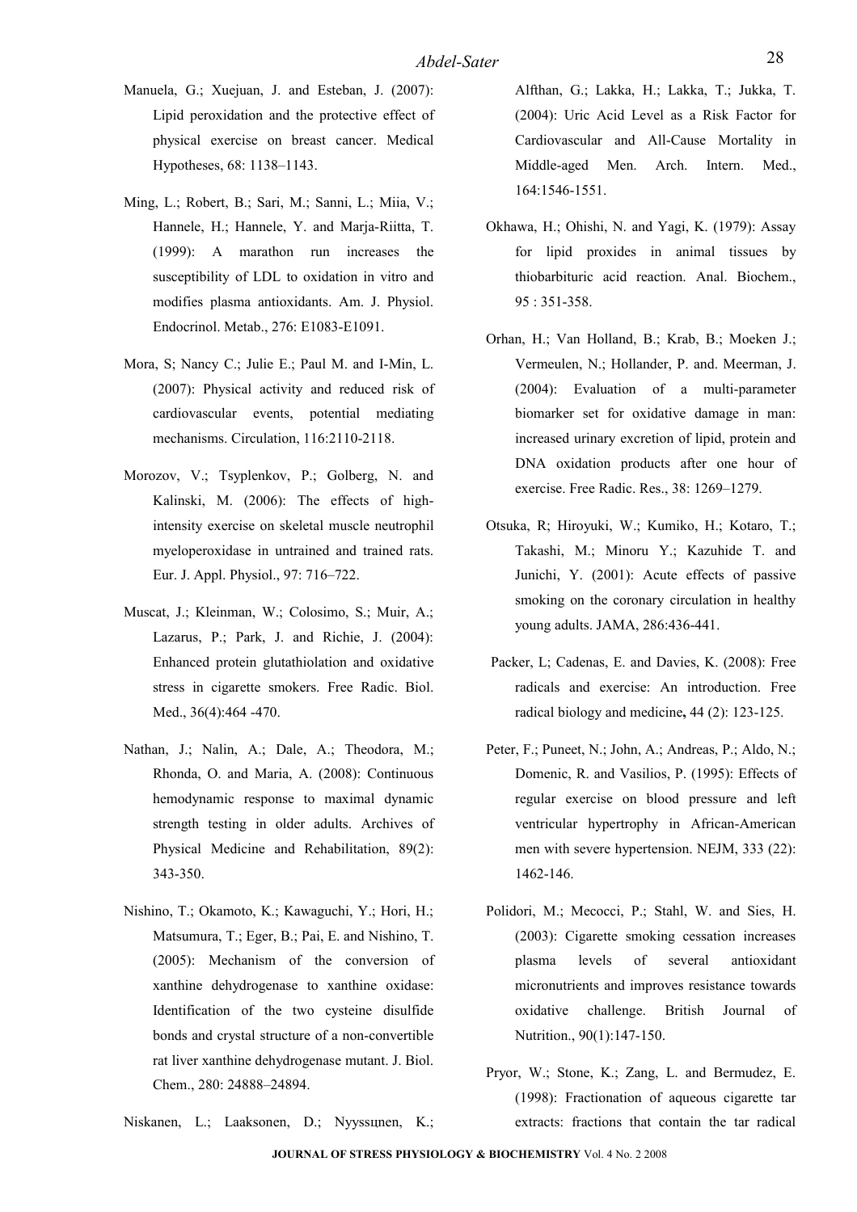Manuela, G.; Xuejuan, J. and Esteban, J. (2007): Lipid peroxidation and the protective effect of physical exercise on breast cancer. Medical Hypotheses, 68: 1138–1143.

Ming, L.; Robert, B.; Sari, M.; Sanni, L.; Miia, V.; Hannele, H.; Hannele, Y. and Marja-Riitta, T. (1999): A marathon run increases the susceptibility of LDL to oxidation in vitro and modifies plasma antioxidants. Am. J. Physiol. Endocrinol. Metab., 276: E1083-E1091.

Mora, S; Nancy C.; Julie E.; Paul M. and I-Min, L. (2007): Physical activity and reduced risk of cardiovascular events, potential mediating mechanisms. Circulation, 116:2110-2118.

Morozov, V.; Tsyplenkov, P.; Golberg, N. and Kalinski, M. (2006): The effects of high-intensity exercise on skeletal muscle neutrophil myeloperoxidase in untrained and trained rats. Eur. J. Appl. Physiol., 97: 716–722.

Muscat, J.; Kleinman, W.; Colosimo, S.; Muir, A.; Lazarus, P.; Park, J. and Richie, J. (2004): Enhanced protein glutathiolation and oxidative stress in cigarette smokers. Free Radic. Biol. Med., 36(4):464 -470.

Nathan, J.; Nalin, A.; Dale, A.; Theodora, M.; Rhonda, O. and Maria, A. (2008): Continuous hemodynamic response to maximal dynamic strength testing in older adults. Archives of Physical Medicine and Rehabilitation, 89(2): 343-350.

Nishino, T.; Okamoto, K.; Kawaguchi, Y.; Hori, H.; Matsumura, T.; Eger, B.; Pai, E. and Nishino, T. (2005): Mechanism of the conversion of xanthine dehydrogenase to xanthine oxidase: Identification of the two cysteine disulfide bonds and crystal structure of a non-convertible rat liver xanthine dehydrogenase mutant. J. Biol. Chem., 280: 24888–24894.

Niskanen, L.; Laaksonen, D.; Nyyssսnen, K.; Alfthan, G.; Lakka, H.; Lakka, T.; Jukka, T. (2004): Uric Acid Level as a Risk Factor for Cardiovascular and All-Cause Mortality in Middle-aged Men. Arch. Intern. Med., 164:1546-1551.

Okhawa, H.; Ohishi, N. and Yagi, K. (1979): Assay for lipid proxides in animal tissues by thiobarbituric acid reaction. Anal. Biochem., 95 : 351-358.

Orhan, H.; Van Holland, B.; Krab, B.; Moeken J.; Vermeulen, N.; Hollander, P. and. Meerman, J. (2004): Evaluation of a multi-parameter biomarker set for oxidative damage in man: increased urinary excretion of lipid, protein and DNA oxidation products after one hour of exercise. Free Radic. Res., 38: 1269–1279.

Otsuka, R; Hiroyuki, W.; Kumiko, H.; Kotaro, T.; Takashi, M.; Minoru Y.; Kazuhide T. and Junichi, Y. (2001): Acute effects of passive smoking on the coronary circulation in healthy young adults. JAMA, 286:436-441.

Packer, L; Cadenas, E. and Davies, K. (2008): Free radicals and exercise: An introduction. Free radical biology and medicine**,** 44 (2): 123-125.

Peter, F.; Puneet, N.; John, A.; Andreas, P.; Aldo, N.; Domenic, R. and Vasilios, P. (1995): Effects of regular exercise on blood pressure and left ventricular hypertrophy in African-American men with severe hypertension. NEJM, 333 (22): 1462-146.

Polidori, M.; Mecocci, P.; Stahl, W. and Sies, H. (2003): Cigarette smoking cessation increases plasma levels of several antioxidant micronutrients and improves resistance towards oxidative challenge. British Journal of Nutrition., 90(1):147-150.

Pryor, W.; Stone, K.; Zang, L. and Bermudez, E. (1998): Fractionation of aqueous cigarette tar extracts: fractions that contain the tar radical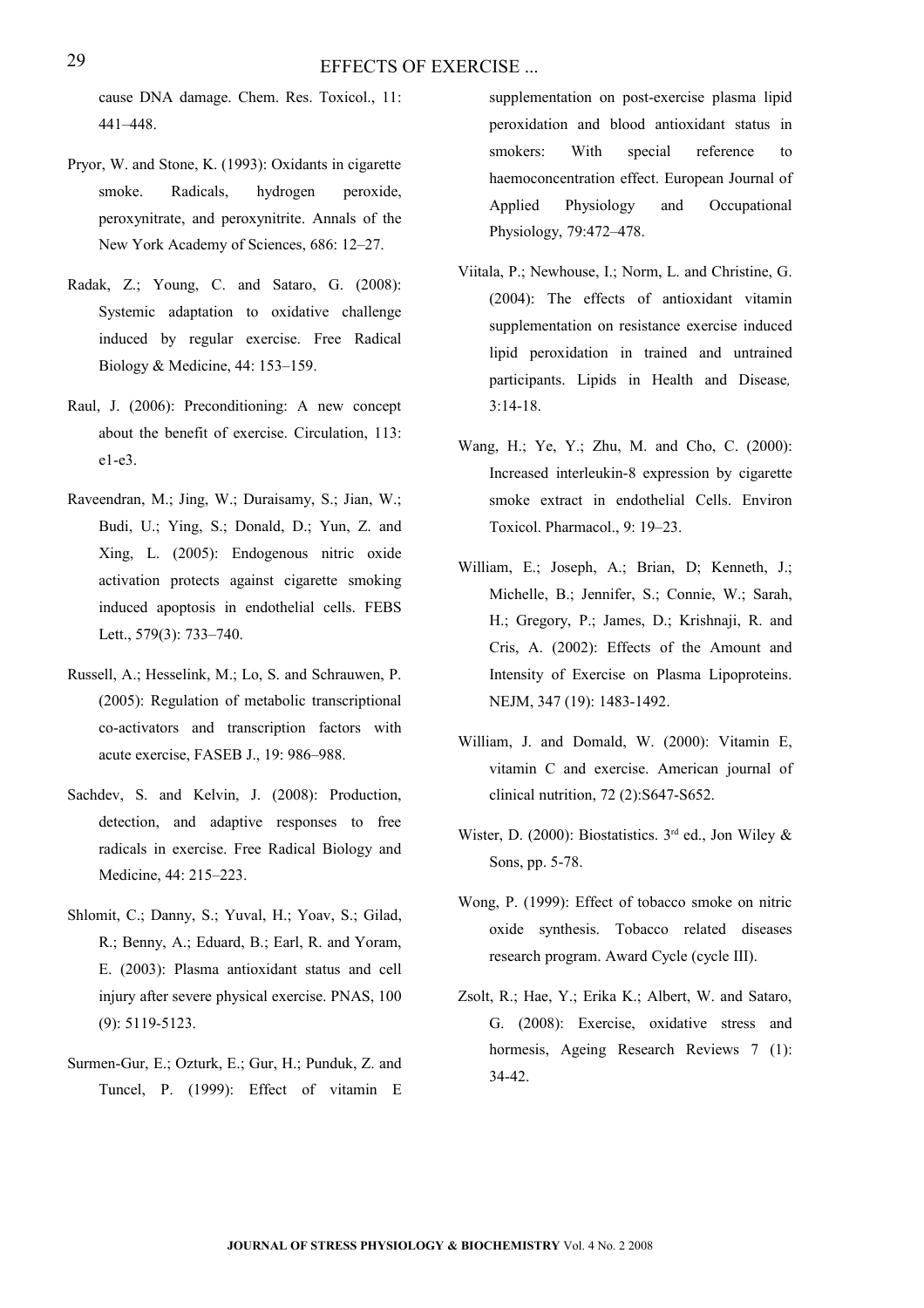cause DNA damage. Chem. Res. Toxicol., 11: 441–448.

Pryor, W. and Stone, K. (1993): Oxidants in cigarette smoke. Radicals, hydrogen peroxide, peroxynitrate, and peroxynitrite. Annals of the New York Academy of Sciences, 686: 12–27.

Radak, Z.; Young, C. and Sataro, G. (2008): Systemic adaptation to oxidative challenge induced by regular exercise. Free Radical Biology & Medicine, 44: 153–159.

Raul, J. (2006): Preconditioning: A new concept about the benefit of exercise. Circulation, 113: e1-e3.

Raveendran, M.; Jing, W.; Duraisamy, S.; Jian, W.; Budi, U.; Ying, S.; Donald, D.; Yun, Z. and Xing, L. (2005): Endogenous nitric oxide activation protects against cigarette smoking induced apoptosis in endothelial cells. FEBS Lett., 579(3): 733–740.

Russell, A.; Hesselink, M.; Lo, S. and Schrauwen, P. (2005): Regulation of metabolic transcriptional co-activators and transcription factors with acute exercise, FASEB J., 19: 986–988.

Sachdev, S. and Kelvin, J. (2008): Production, detection, and adaptive responses to free radicals in exercise. Free Radical Biology and Medicine, 44: 215–223.

Shlomit, C.; Danny, S.; Yuval, H.; Yoav, S.; Gilad, R.; Benny, A.; Eduard, B.; Earl, R. and Yoram, E. (2003): Plasma antioxidant status and cell injury after severe physical exercise. PNAS, 100 (9): 5119-5123.

Surmen-Gur, E.; Ozturk, E.; Gur, H.; Punduk, Z. and Tuncel, P. (1999): Effect of vitamin E supplementation on post-exercise plasma lipid peroxidation and blood antioxidant status in smokers: With special reference to haemoconcentration effect. European Journal of Applied Physiology and Occupational Physiology, 79:472–478.

Viitala, P.; Newhouse, I.; Norm, L. and Christine, G. (2004): The effects of antioxidant vitamin supplementation on resistance exercise induced lipid peroxidation in trained and untrained participants. Lipids in Health and Disease*,* 3:14-18.

Wang, H.; Ye, Y.; Zhu, M. and Cho, C. (2000): Increased interleukin-8 expression by cigarette smoke extract in endothelial Cells. Environ Toxicol. Pharmacol., 9: 19–23.

William, E.; Joseph, A.; Brian, D; Kenneth, J.; Michelle, B.; Jennifer, S.; Connie, W.; Sarah, H.; Gregory, P.; James, D.; Krishnaji, R. and Cris, A. (2002): Effects of the Amount and Intensity of Exercise on Plasma Lipoproteins. NEJM, 347 (19): 1483-1492.

William, J. and Domald, W. (2000): Vitamin E, vitamin C and exercise. American journal of clinical nutrition, 72 (2):S647-S652.

Wister, D. (2000): Biostatistics. 3rd ed., Jon Wiley & Sons, pp. 5-78.

Wong, P. (1999): Effect of tobacco smoke on nitric oxide synthesis. Tobacco related diseases research program. Award Cycle (cycle III).

Zsolt, R.; Hae, Y.; Erika K.; Albert, W. and Sataro, G. (2008): Exercise, oxidative stress and hormesis, Ageing Research Reviews 7 (1): 34-42.